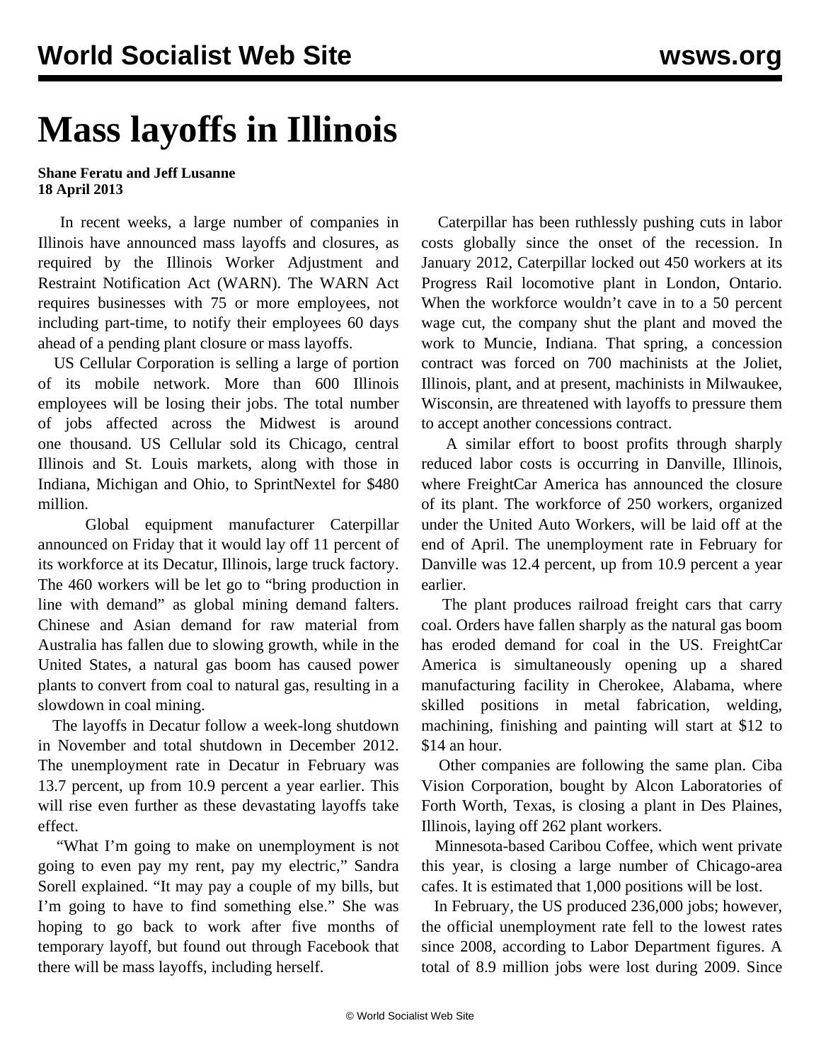# Mass layoffs in Illinois

**Shane Feratu and Jeff Lusanne**
**18 April 2013**

In recent weeks, a large number of companies in Illinois have announced mass layoffs and closures, as required by the Illinois Worker Adjustment and Restraint Notification Act (WARN). The WARN Act requires businesses with 75 or more employees, not including part-time, to notify their employees 60 days ahead of a pending plant closure or mass layoffs.

US Cellular Corporation is selling a large of portion of its mobile network. More than 600 Illinois employees will be losing their jobs. The total number of jobs affected across the Midwest is around one thousand. US Cellular sold its Chicago, central Illinois and St. Louis markets, along with those in Indiana, Michigan and Ohio, to SprintNextel for $480 million.

Global equipment manufacturer Caterpillar announced on Friday that it would lay off 11 percent of its workforce at its Decatur, Illinois, large truck factory. The 460 workers will be let go to "bring production in line with demand" as global mining demand falters. Chinese and Asian demand for raw material from Australia has fallen due to slowing growth, while in the United States, a natural gas boom has caused power plants to convert from coal to natural gas, resulting in a slowdown in coal mining.

The layoffs in Decatur follow a week-long shutdown in November and total shutdown in December 2012. The unemployment rate in Decatur in February was 13.7 percent, up from 10.9 percent a year earlier. This will rise even further as these devastating layoffs take effect.

"What I'm going to make on unemployment is not going to even pay my rent, pay my electric," Sandra Sorell explained. "It may pay a couple of my bills, but I'm going to have to find something else." She was hoping to go back to work after five months of temporary layoff, but found out through Facebook that there will be mass layoffs, including herself.

Caterpillar has been ruthlessly pushing cuts in labor costs globally since the onset of the recession. In January 2012, Caterpillar locked out 450 workers at its Progress Rail locomotive plant in London, Ontario. When the workforce wouldn't cave in to a 50 percent wage cut, the company shut the plant and moved the work to Muncie, Indiana. That spring, a concession contract was forced on 700 machinists at the Joliet, Illinois, plant, and at present, machinists in Milwaukee, Wisconsin, are threatened with layoffs to pressure them to accept another concessions contract.

A similar effort to boost profits through sharply reduced labor costs is occurring in Danville, Illinois, where FreightCar America has announced the closure of its plant. The workforce of 250 workers, organized under the United Auto Workers, will be laid off at the end of April. The unemployment rate in February for Danville was 12.4 percent, up from 10.9 percent a year earlier.

The plant produces railroad freight cars that carry coal. Orders have fallen sharply as the natural gas boom has eroded demand for coal in the US. FreightCar America is simultaneously opening up a shared manufacturing facility in Cherokee, Alabama, where skilled positions in metal fabrication, welding, machining, finishing and painting will start at $12 to $14 an hour.

Other companies are following the same plan. Ciba Vision Corporation, bought by Alcon Laboratories of Forth Worth, Texas, is closing a plant in Des Plaines, Illinois, laying off 262 plant workers.

Minnesota-based Caribou Coffee, which went private this year, is closing a large number of Chicago-area cafes. It is estimated that 1,000 positions will be lost.

In February, the US produced 236,000 jobs; however, the official unemployment rate fell to the lowest rates since 2008, according to Labor Department figures. A total of 8.9 million jobs were lost during 2009. Since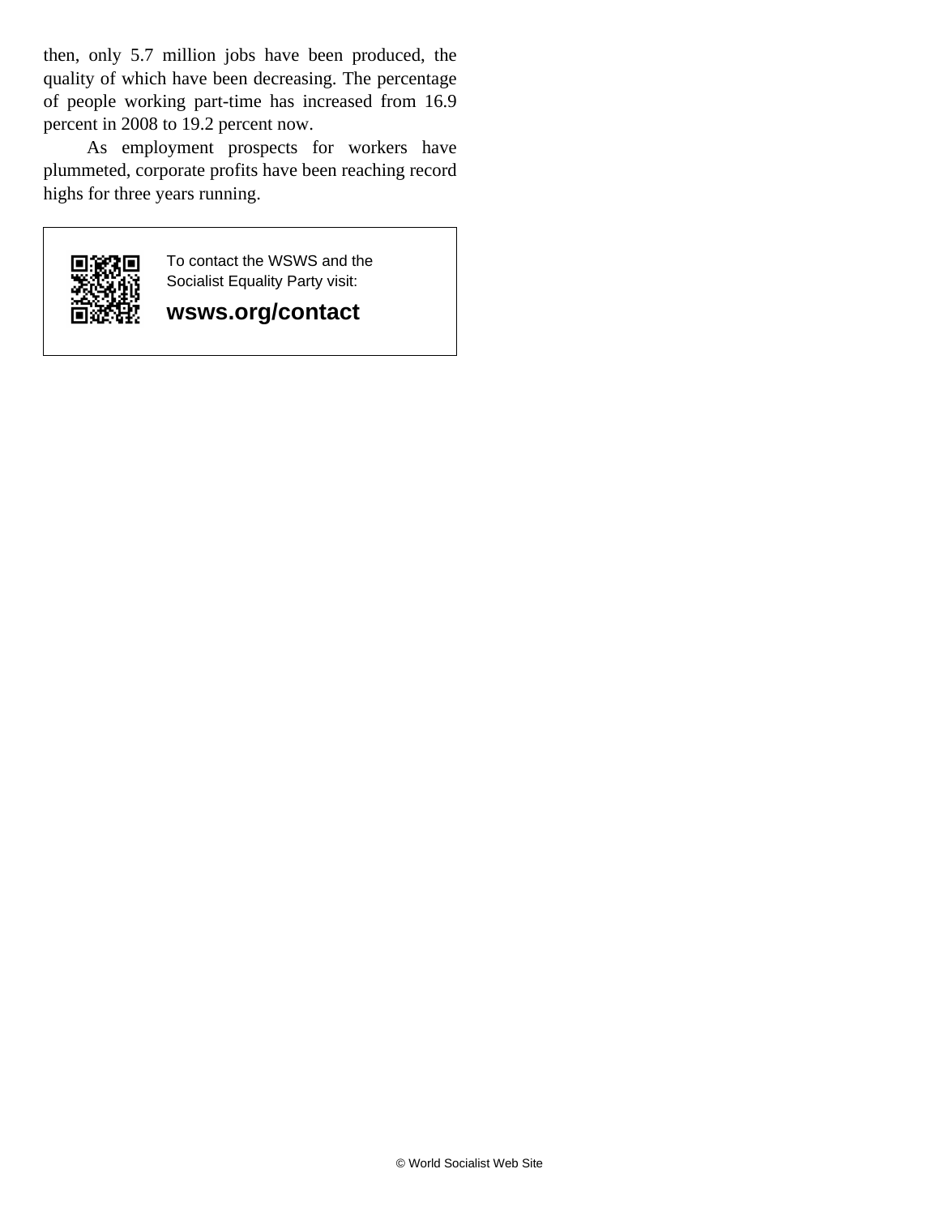then, only 5.7 million jobs have been produced, the quality of which have been decreasing. The percentage of people working part-time has increased from 16.9 percent in 2008 to 19.2 percent now.

As employment prospects for workers have plummeted, corporate profits have been reaching record highs for three years running.

To contact the WSWS and the Socialist Equality Party visit:

**wsws.org/contact**